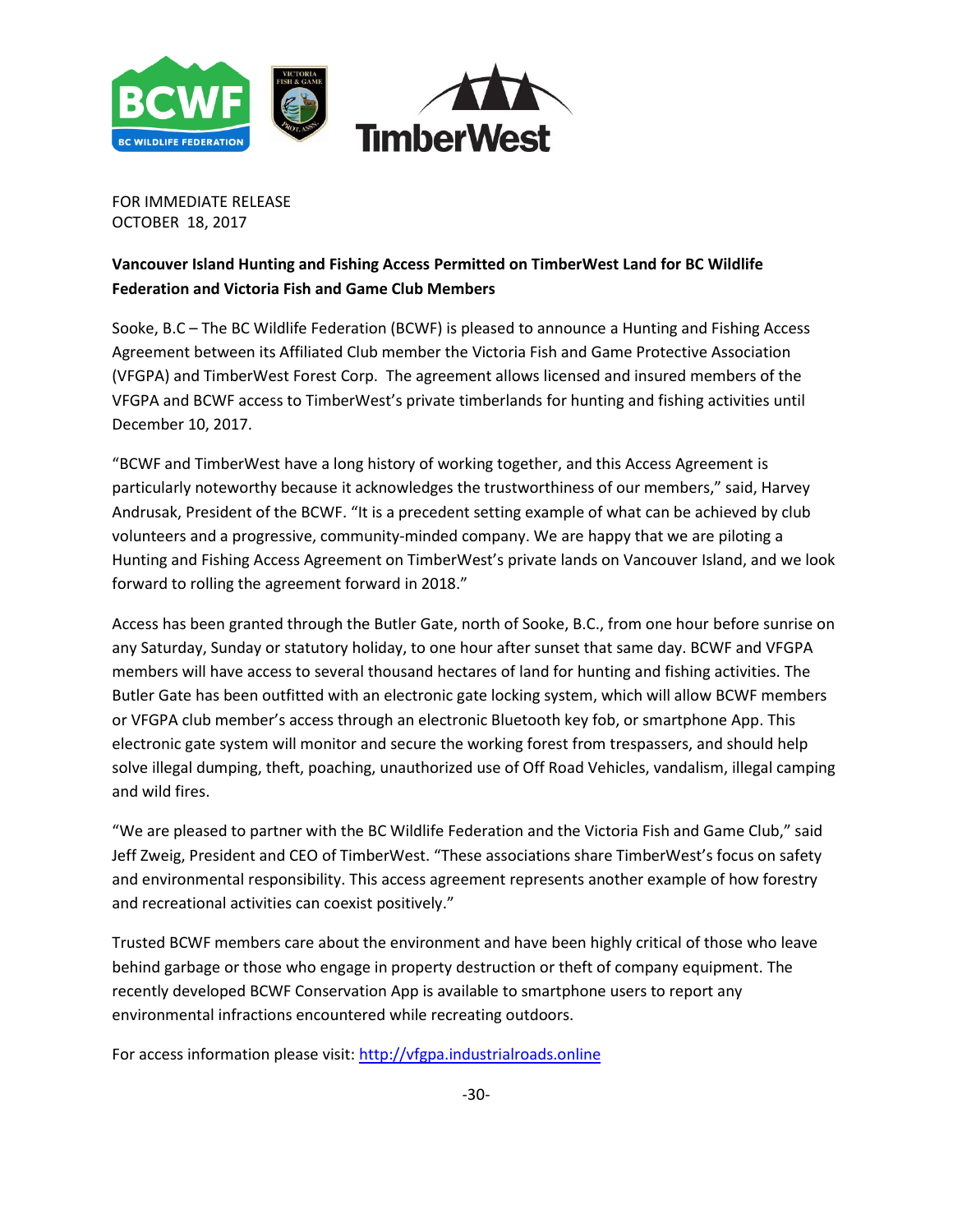FOR IMMEDIATE RELEASE
OCTOBER 18, 2017

**Vancouver Island Hunting and Fishing Access Permitted on TimberWest Land for BC Wildlife Federation and Victoria Fish and Game Club Members**

Sooke, B.C – The BC Wildlife Federation (BCWF) is pleased to announce a Hunting and Fishing Access Agreement between its Affiliated Club member the Victoria Fish and Game Protective Association (VFGPA) and TimberWest Forest Corp. The agreement allows licensed and insured members of the VFGPA and BCWF access to TimberWest's private timberlands for hunting and fishing activities until December 10, 2017.

"BCWF and TimberWest have a long history of working together, and this Access Agreement is particularly noteworthy because it acknowledges the trustworthiness of our members," said, Harvey Andrusak, President of the BCWF. "It is a precedent setting example of what can be achieved by club volunteers and a progressive, community-minded company. We are happy that we are piloting a Hunting and Fishing Access Agreement on TimberWest's private lands on Vancouver Island, and we look forward to rolling the agreement forward in 2018."

Access has been granted through the Butler Gate, north of Sooke, B.C., from one hour before sunrise on any Saturday, Sunday or statutory holiday, to one hour after sunset that same day. BCWF and VFGPA members will have access to several thousand hectares of land for hunting and fishing activities. The Butler Gate has been outfitted with an electronic gate locking system, which will allow BCWF members or VFGPA club member's access through an electronic Bluetooth key fob, or smartphone App. This electronic gate system will monitor and secure the working forest from trespassers, and should help solve illegal dumping, theft, poaching, unauthorized use of Off Road Vehicles, vandalism, illegal camping and wild fires.

"We are pleased to partner with the BC Wildlife Federation and the Victoria Fish and Game Club," said Jeff Zweig, President and CEO of TimberWest. "These associations share TimberWest's focus on safety and environmental responsibility. This access agreement represents another example of how forestry and recreational activities can coexist positively."

Trusted BCWF members care about the environment and have been highly critical of those who leave behind garbage or those who engage in property destruction or theft of company equipment. The recently developed BCWF Conservation App is available to smartphone users to report any environmental infractions encountered while recreating outdoors.

For access information please visit: http://vfgpa.industrialroads.online

-30-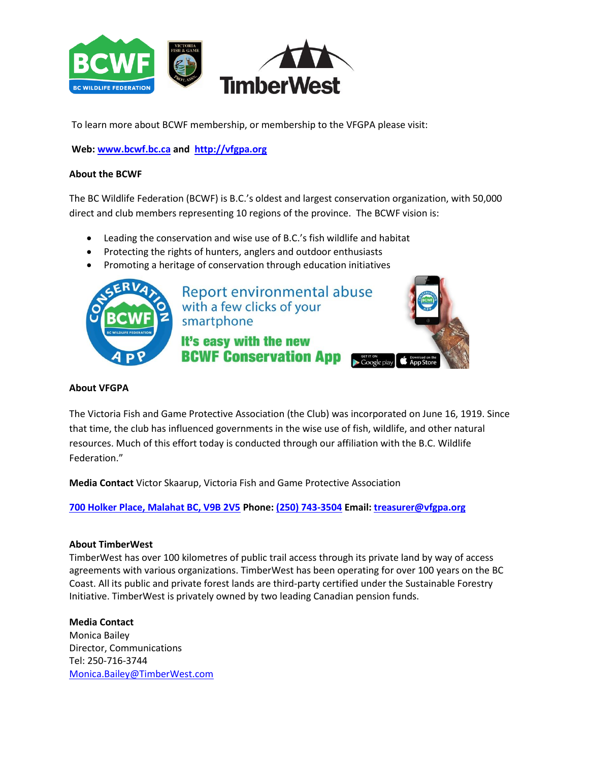To learn more about BCWF membership, or membership to the VFGPA please visit:

**Web: [www.bcwf.bc.ca](http://www.bcwf.bc.ca) and [http://vfgpa.org](http://vfgpa.org)**

**About the BCWF**

The BC Wildlife Federation (BCWF) is B.C.'s oldest and largest conservation organization, with 50,000 direct and club members representing 10 regions of the province. The BCWF vision is:

- Leading the conservation and wise use of B.C.'s fish wildlife and habitat
- Protecting the rights of hunters, anglers and outdoor enthusiasts
- Promoting a heritage of conservation through education initiatives

Report environmental abuse with a few clicks of your smartphone

It's easy with the new BCWF Conservation App

**About VFGPA**

The Victoria Fish and Game Protective Association (the Club) was incorporated on June 16, 1919. Since that time, the club has influenced governments in the wise use of fish, wildlife, and other natural resources. Much of this effort today is conducted through our affiliation with the B.C. Wildlife Federation."

**Media Contact** Victor Skaarup, Victoria Fish and Game Protective Association

**700 Holker Place, Malahat BC, V9B 2V5 Phone: (250) 743-3504 Email: treasurer@vfgpa.org**

**About TimberWest**

TimberWest has over 100 kilometres of public trail access through its private land by way of access agreements with various organizations. TimberWest has been operating for over 100 years on the BC Coast. All its public and private forest lands are third-party certified under the Sustainable Forestry Initiative. TimberWest is privately owned by two leading Canadian pension funds.

**Media Contact**
Monica Bailey
Director, Communications
Tel: 250-716-3744
[Monica.Bailey@TimberWest.com](mailto:Monica.Bailey@TimberWest.com)